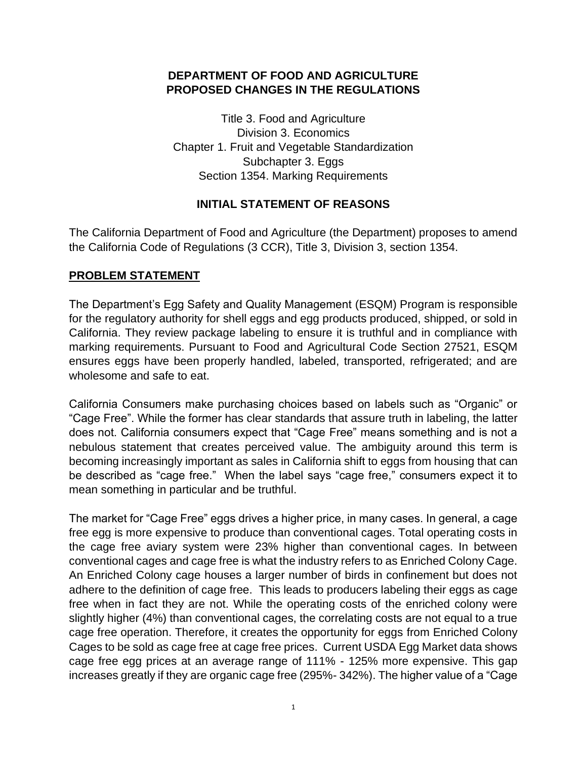**DEPARTMENT OF FOOD AND AGRICULTURE**
**PROPOSED CHANGES IN THE REGULATIONS**

Title 3. Food and Agriculture
Division 3. Economics
Chapter 1. Fruit and Vegetable Standardization
Subchapter 3. Eggs
Section 1354. Marking Requirements

## INITIAL STATEMENT OF REASONS

The California Department of Food and Agriculture (the Department) proposes to amend the California Code of Regulations (3 CCR), Title 3, Division 3, section 1354.

## PROBLEM STATEMENT

The Department's Egg Safety and Quality Management (ESQM) Program is responsible for the regulatory authority for shell eggs and egg products produced, shipped, or sold in California. They review package labeling to ensure it is truthful and in compliance with marking requirements. Pursuant to Food and Agricultural Code Section 27521, ESQM ensures eggs have been properly handled, labeled, transported, refrigerated; and are wholesome and safe to eat.

California Consumers make purchasing choices based on labels such as "Organic" or "Cage Free". While the former has clear standards that assure truth in labeling, the latter does not. California consumers expect that "Cage Free" means something and is not a nebulous statement that creates perceived value. The ambiguity around this term is becoming increasingly important as sales in California shift to eggs from housing that can be described as "cage free." When the label says "cage free," consumers expect it to mean something in particular and be truthful.

The market for "Cage Free" eggs drives a higher price, in many cases. In general, a cage free egg is more expensive to produce than conventional cages. Total operating costs in the cage free aviary system were 23% higher than conventional cages. In between conventional cages and cage free is what the industry refers to as Enriched Colony Cage. An Enriched Colony cage houses a larger number of birds in confinement but does not adhere to the definition of cage free. This leads to producers labeling their eggs as cage free when in fact they are not. While the operating costs of the enriched colony were slightly higher (4%) than conventional cages, the correlating costs are not equal to a true cage free operation. Therefore, it creates the opportunity for eggs from Enriched Colony Cages to be sold as cage free at cage free prices. Current USDA Egg Market data shows cage free egg prices at an average range of 111% - 125% more expensive. This gap increases greatly if they are organic cage free (295%- 342%). The higher value of a "Cage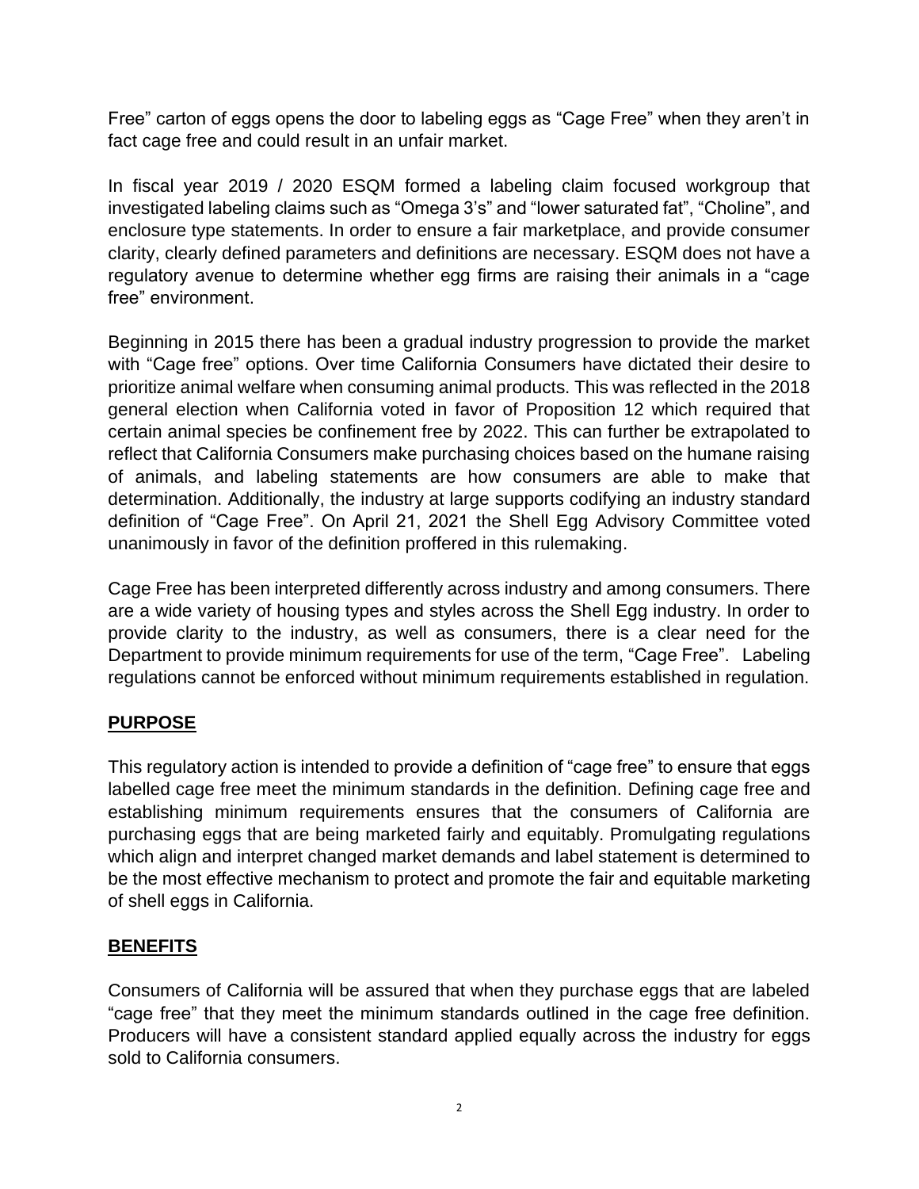Free" carton of eggs opens the door to labeling eggs as "Cage Free" when they aren't in fact cage free and could result in an unfair market.

In fiscal year 2019 / 2020 ESQM formed a labeling claim focused workgroup that investigated labeling claims such as "Omega 3's" and "lower saturated fat", "Choline", and enclosure type statements. In order to ensure a fair marketplace, and provide consumer clarity, clearly defined parameters and definitions are necessary. ESQM does not have a regulatory avenue to determine whether egg firms are raising their animals in a "cage free" environment.

Beginning in 2015 there has been a gradual industry progression to provide the market with "Cage free" options. Over time California Consumers have dictated their desire to prioritize animal welfare when consuming animal products. This was reflected in the 2018 general election when California voted in favor of Proposition 12 which required that certain animal species be confinement free by 2022. This can further be extrapolated to reflect that California Consumers make purchasing choices based on the humane raising of animals, and labeling statements are how consumers are able to make that determination. Additionally, the industry at large supports codifying an industry standard definition of "Cage Free". On April 21, 2021 the Shell Egg Advisory Committee voted unanimously in favor of the definition proffered in this rulemaking.

Cage Free has been interpreted differently across industry and among consumers. There are a wide variety of housing types and styles across the Shell Egg industry. In order to provide clarity to the industry, as well as consumers, there is a clear need for the Department to provide minimum requirements for use of the term, "Cage Free". Labeling regulations cannot be enforced without minimum requirements established in regulation.

## PURPOSE

This regulatory action is intended to provide a definition of "cage free" to ensure that eggs labelled cage free meet the minimum standards in the definition. Defining cage free and establishing minimum requirements ensures that the consumers of California are purchasing eggs that are being marketed fairly and equitably. Promulgating regulations which align and interpret changed market demands and label statement is determined to be the most effective mechanism to protect and promote the fair and equitable marketing of shell eggs in California.

## BENEFITS

Consumers of California will be assured that when they purchase eggs that are labeled "cage free" that they meet the minimum standards outlined in the cage free definition. Producers will have a consistent standard applied equally across the industry for eggs sold to California consumers.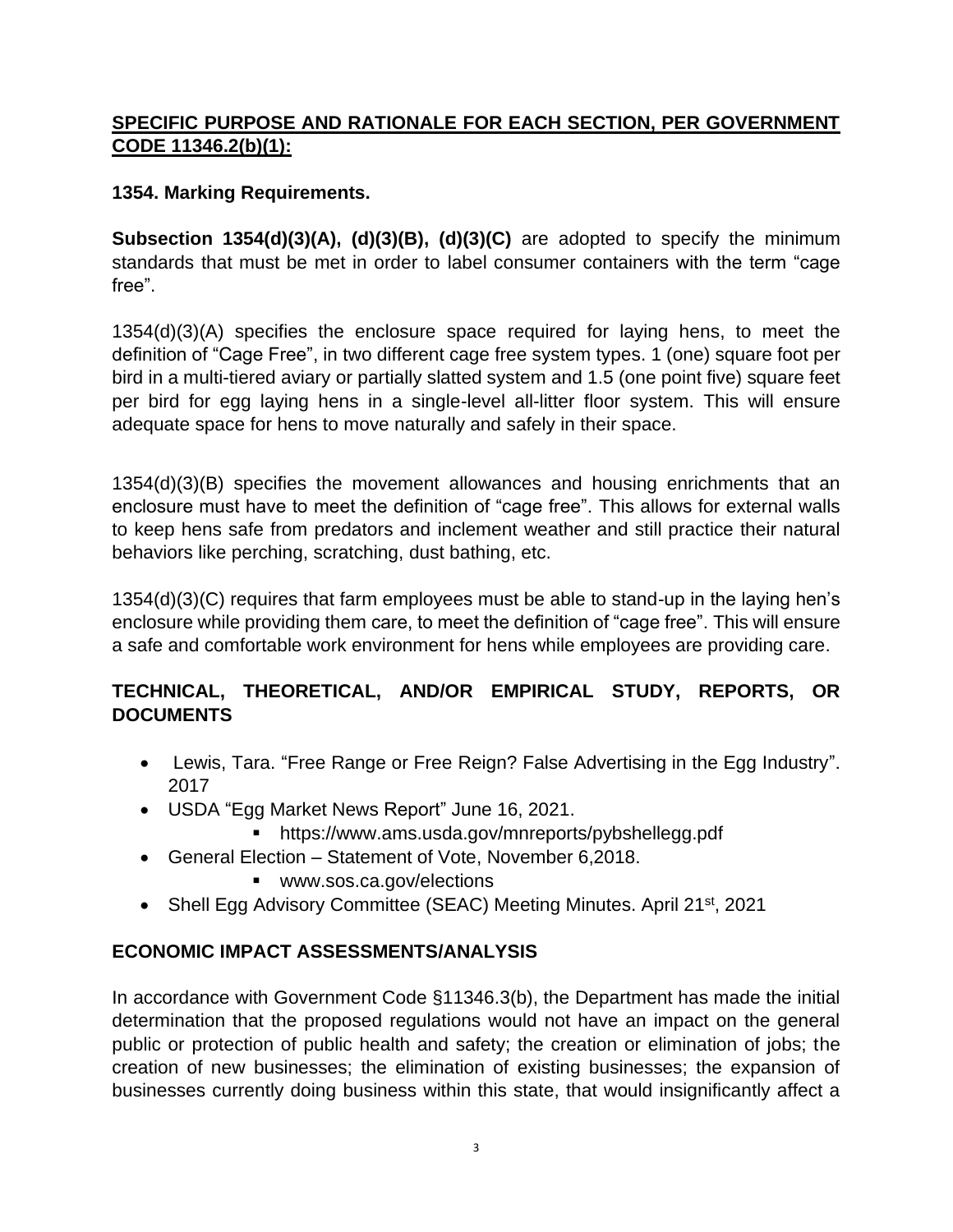## SPECIFIC PURPOSE AND RATIONALE FOR EACH SECTION, PER GOVERNMENT CODE 11346.2(b)(1):

### 1354. Marking Requirements.

**Subsection 1354(d)(3)(A), (d)(3)(B), (d)(3)(C)** are adopted to specify the minimum standards that must be met in order to label consumer containers with the term "cage free".

1354(d)(3)(A) specifies the enclosure space required for laying hens, to meet the definition of "Cage Free", in two different cage free system types. 1 (one) square foot per bird in a multi-tiered aviary or partially slatted system and 1.5 (one point five) square feet per bird for egg laying hens in a single-level all-litter floor system. This will ensure adequate space for hens to move naturally and safely in their space.

1354(d)(3)(B) specifies the movement allowances and housing enrichments that an enclosure must have to meet the definition of "cage free". This allows for external walls to keep hens safe from predators and inclement weather and still practice their natural behaviors like perching, scratching, dust bathing, etc.

1354(d)(3)(C) requires that farm employees must be able to stand-up in the laying hen's enclosure while providing them care, to meet the definition of "cage free". This will ensure a safe and comfortable work environment for hens while employees are providing care.

## TECHNICAL, THEORETICAL, AND/OR EMPIRICAL STUDY, REPORTS, OR DOCUMENTS

- Lewis, Tara. "Free Range or Free Reign? False Advertising in the Egg Industry". 2017
- USDA "Egg Market News Report" June 16, 2021.
  - https://www.ams.usda.gov/mnreports/pybshellegg.pdf
- General Election – Statement of Vote, November 6,2018.
  - www.sos.ca.gov/elections
- Shell Egg Advisory Committee (SEAC) Meeting Minutes. April 21st, 2021

## ECONOMIC IMPACT ASSESSMENTS/ANALYSIS

In accordance with Government Code §11346.3(b), the Department has made the initial determination that the proposed regulations would not have an impact on the general public or protection of public health and safety; the creation or elimination of jobs; the creation of new businesses; the elimination of existing businesses; the expansion of businesses currently doing business within this state, that would insignificantly affect a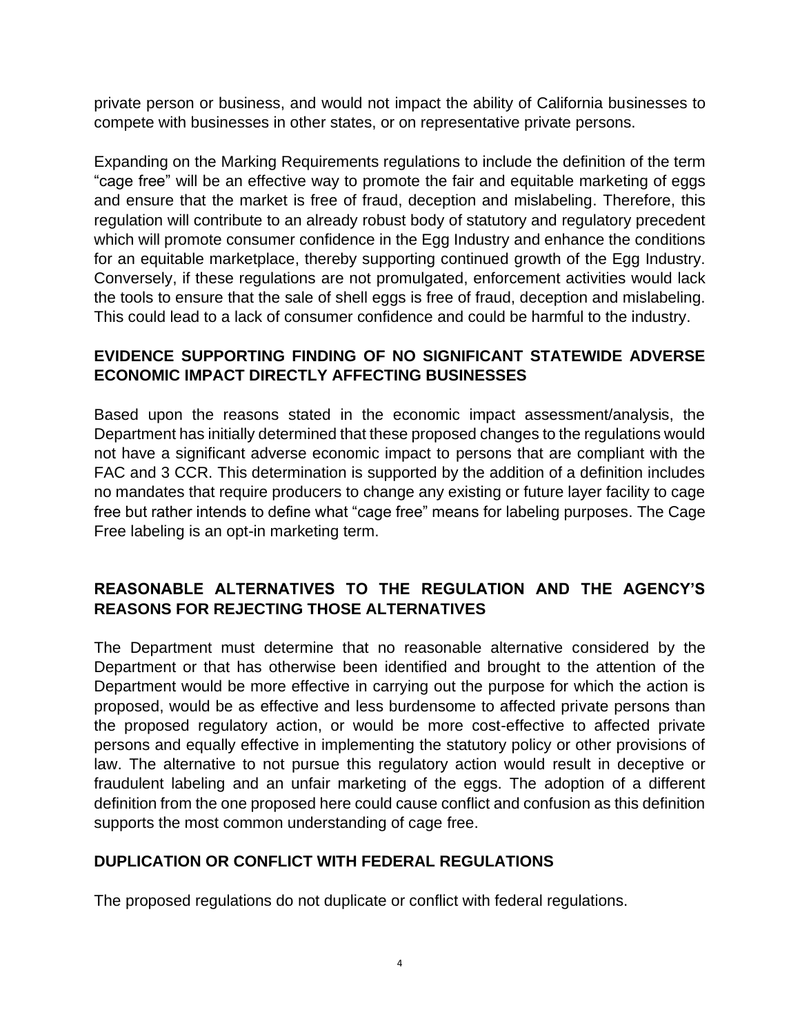private person or business, and would not impact the ability of California businesses to compete with businesses in other states, or on representative private persons.

Expanding on the Marking Requirements regulations to include the definition of the term "cage free" will be an effective way to promote the fair and equitable marketing of eggs and ensure that the market is free of fraud, deception and mislabeling. Therefore, this regulation will contribute to an already robust body of statutory and regulatory precedent which will promote consumer confidence in the Egg Industry and enhance the conditions for an equitable marketplace, thereby supporting continued growth of the Egg Industry. Conversely, if these regulations are not promulgated, enforcement activities would lack the tools to ensure that the sale of shell eggs is free of fraud, deception and mislabeling. This could lead to a lack of consumer confidence and could be harmful to the industry.

## EVIDENCE SUPPORTING FINDING OF NO SIGNIFICANT STATEWIDE ADVERSE ECONOMIC IMPACT DIRECTLY AFFECTING BUSINESSES

Based upon the reasons stated in the economic impact assessment/analysis, the Department has initially determined that these proposed changes to the regulations would not have a significant adverse economic impact to persons that are compliant with the FAC and 3 CCR. This determination is supported by the addition of a definition includes no mandates that require producers to change any existing or future layer facility to cage free but rather intends to define what "cage free" means for labeling purposes. The Cage Free labeling is an opt-in marketing term.

## REASONABLE ALTERNATIVES TO THE REGULATION AND THE AGENCY'S REASONS FOR REJECTING THOSE ALTERNATIVES

The Department must determine that no reasonable alternative considered by the Department or that has otherwise been identified and brought to the attention of the Department would be more effective in carrying out the purpose for which the action is proposed, would be as effective and less burdensome to affected private persons than the proposed regulatory action, or would be more cost-effective to affected private persons and equally effective in implementing the statutory policy or other provisions of law. The alternative to not pursue this regulatory action would result in deceptive or fraudulent labeling and an unfair marketing of the eggs. The adoption of a different definition from the one proposed here could cause conflict and confusion as this definition supports the most common understanding of cage free.

## DUPLICATION OR CONFLICT WITH FEDERAL REGULATIONS

The proposed regulations do not duplicate or conflict with federal regulations.